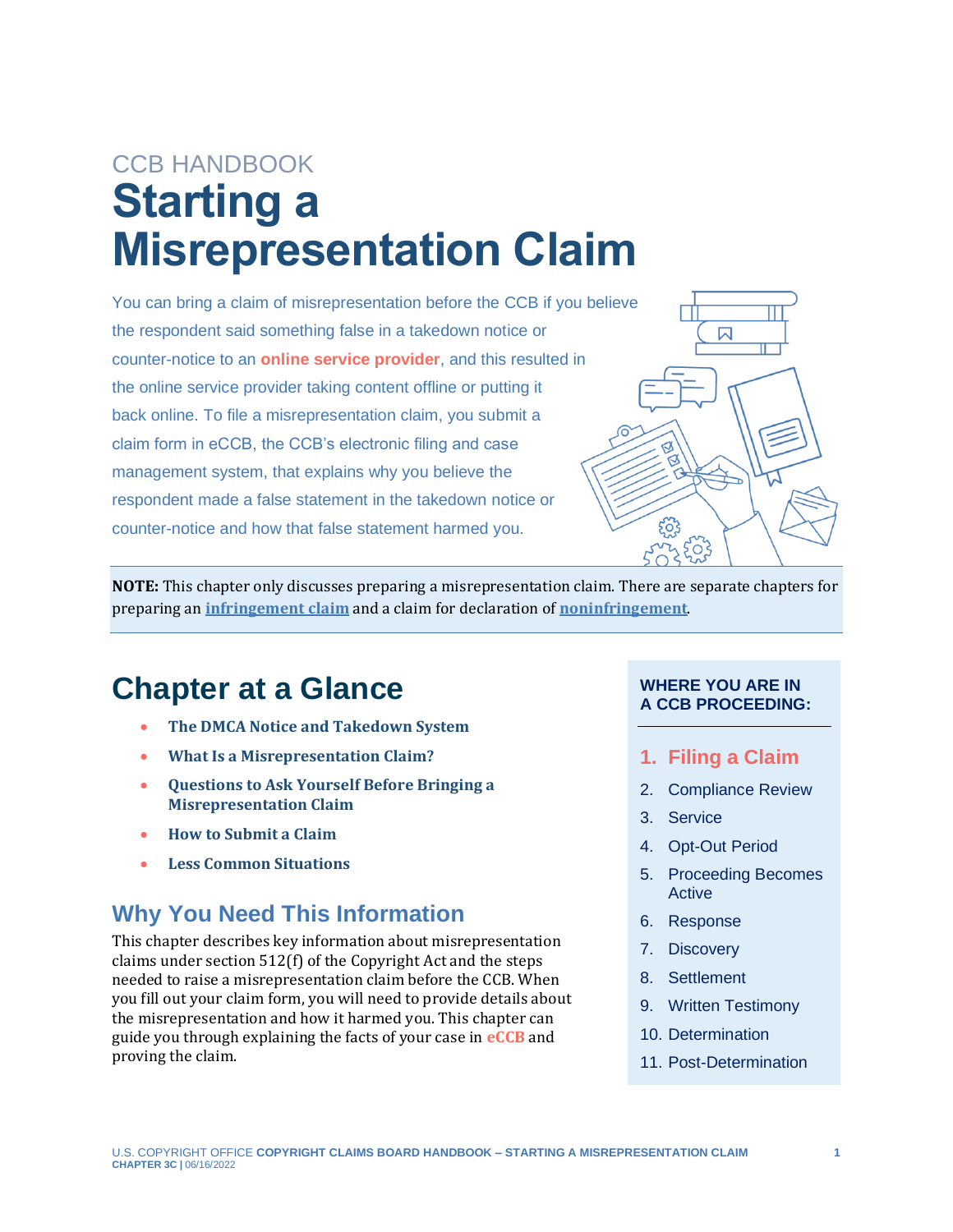CCB HANDBOOK

# Starting a Misrepresentation Claim

You can bring a claim of misrepresentation before the CCB if you believe the respondent said something false in a takedown notice or counter-notice to an **online service provider**, and this resulted in the online service provider taking content offline or putting it back online. To file a misrepresentation claim, you submit a claim form in eCCB, the CCB's electronic filing and case management system, that explains why you believe the respondent made a false statement in the takedown notice or counter-notice and how that false statement harmed you.

**NOTE:** This chapter only discusses preparing a misrepresentation claim. There are separate chapters for preparing an **infringement claim** and a claim for declaration of **noninfringement**.

## Chapter at a Glance

- **The DMCA Notice and Takedown System**
- **What Is a Misrepresentation Claim?**
- **Questions to Ask Yourself Before Bringing a Misrepresentation Claim**
- **How to Submit a Claim**
- **Less Common Situations**

### Why You Need This Information

This chapter describes key information about misrepresentation claims under section 512(f) of the Copyright Act and the steps needed to raise a misrepresentation claim before the CCB. When you fill out your claim form, you will need to provide details about the misrepresentation and how it harmed you. This chapter can guide you through explaining the facts of your case in **eCCB** and proving the claim.

**WHERE YOU ARE IN A CCB PROCEEDING:**

1. **Filing a Claim**
2. Compliance Review
3. Service
4. Opt-Out Period
5. Proceeding Becomes Active
6. Response
7. Discovery
8. Settlement
9. Written Testimony
10. Determination
11. Post-Determination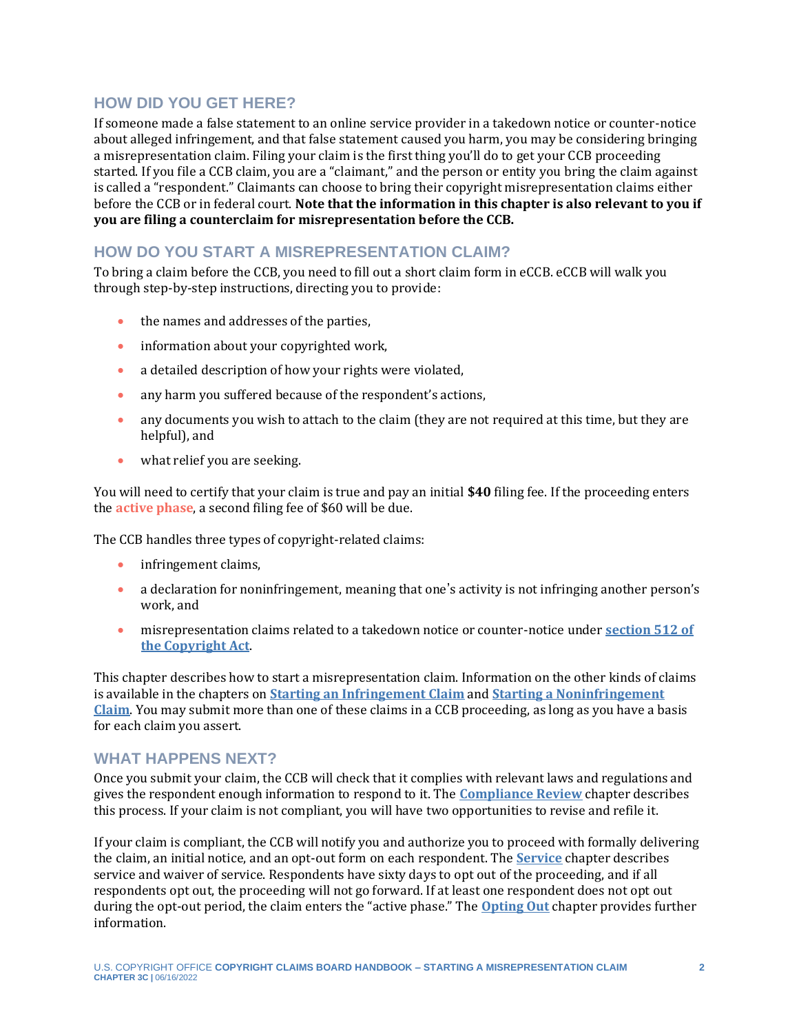## HOW DID YOU GET HERE?

If someone made a false statement to an online service provider in a takedown notice or counter-notice about alleged infringement, and that false statement caused you harm, you may be considering bringing a misrepresentation claim. Filing your claim is the first thing you'll do to get your CCB proceeding started. If you file a CCB claim, you are a "claimant," and the person or entity you bring the claim against is called a "respondent." Claimants can choose to bring their copyright misrepresentation claims either before the CCB or in federal court. **Note that the information in this chapter is also relevant to you if you are filing a counterclaim for misrepresentation before the CCB.**

## HOW DO YOU START A MISREPRESENTATION CLAIM?

To bring a claim before the CCB, you need to fill out a short claim form in eCCB. eCCB will walk you through step-by-step instructions, directing you to provide:

- the names and addresses of the parties,
- information about your copyrighted work,
- a detailed description of how your rights were violated,
- any harm you suffered because of the respondent's actions,
- any documents you wish to attach to the claim (they are not required at this time, but they are helpful), and
- what relief you are seeking.

You will need to certify that your claim is true and pay an initial **$40** filing fee. If the proceeding enters the **active phase**, a second filing fee of $60 will be due.

The CCB handles three types of copyright-related claims:

- infringement claims,
- a declaration for noninfringement, meaning that one's activity is not infringing another person's work, and
- misrepresentation claims related to a takedown notice or counter-notice under **section 512 of the Copyright Act**.

This chapter describes how to start a misrepresentation claim. Information on the other kinds of claims is available in the chapters on **Starting an Infringement Claim** and **Starting a Noninfringement Claim**. You may submit more than one of these claims in a CCB proceeding, as long as you have a basis for each claim you assert.

## WHAT HAPPENS NEXT?

Once you submit your claim, the CCB will check that it complies with relevant laws and regulations and gives the respondent enough information to respond to it. The **Compliance Review** chapter describes this process. If your claim is not compliant, you will have two opportunities to revise and refile it.

If your claim is compliant, the CCB will notify you and authorize you to proceed with formally delivering the claim, an initial notice, and an opt-out form on each respondent. The **Service** chapter describes service and waiver of service. Respondents have sixty days to opt out of the proceeding, and if all respondents opt out, the proceeding will not go forward. If at least one respondent does not opt out during the opt-out period, the claim enters the "active phase." The **Opting Out** chapter provides further information.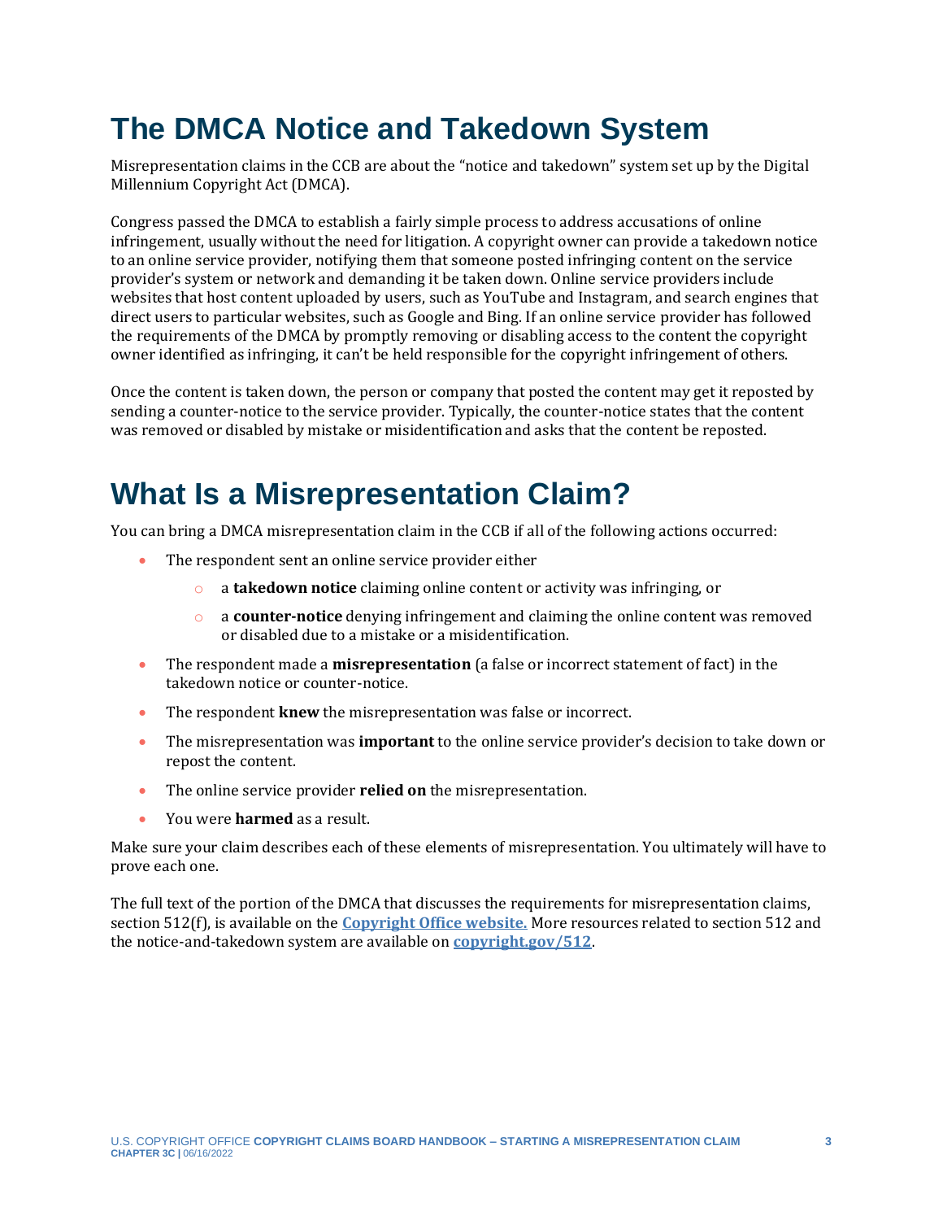# The DMCA Notice and Takedown System

Misrepresentation claims in the CCB are about the "notice and takedown" system set up by the Digital Millennium Copyright Act (DMCA).

Congress passed the DMCA to establish a fairly simple process to address accusations of online infringement, usually without the need for litigation. A copyright owner can provide a takedown notice to an online service provider, notifying them that someone posted infringing content on the service provider's system or network and demanding it be taken down. Online service providers include websites that host content uploaded by users, such as YouTube and Instagram, and search engines that direct users to particular websites, such as Google and Bing. If an online service provider has followed the requirements of the DMCA by promptly removing or disabling access to the content the copyright owner identified as infringing, it can't be held responsible for the copyright infringement of others.

Once the content is taken down, the person or company that posted the content may get it reposted by sending a counter-notice to the service provider. Typically, the counter-notice states that the content was removed or disabled by mistake or misidentification and asks that the content be reposted.

# What Is a Misrepresentation Claim?

You can bring a DMCA misrepresentation claim in the CCB if all of the following actions occurred:

- The respondent sent an online service provider either
  - a **takedown notice** claiming online content or activity was infringing, or
  - a **counter-notice** denying infringement and claiming the online content was removed or disabled due to a mistake or a misidentification.
- The respondent made a **misrepresentation** (a false or incorrect statement of fact) in the takedown notice or counter-notice.
- The respondent **knew** the misrepresentation was false or incorrect.
- The misrepresentation was **important** to the online service provider's decision to take down or repost the content.
- The online service provider **relied on** the misrepresentation.
- You were **harmed** as a result.

Make sure your claim describes each of these elements of misrepresentation. You ultimately will have to prove each one.

The full text of the portion of the DMCA that discusses the requirements for misrepresentation claims, section 512(f), is available on the **Copyright Office website.** More resources related to section 512 and the notice-and-takedown system are available on **copyright.gov/512**.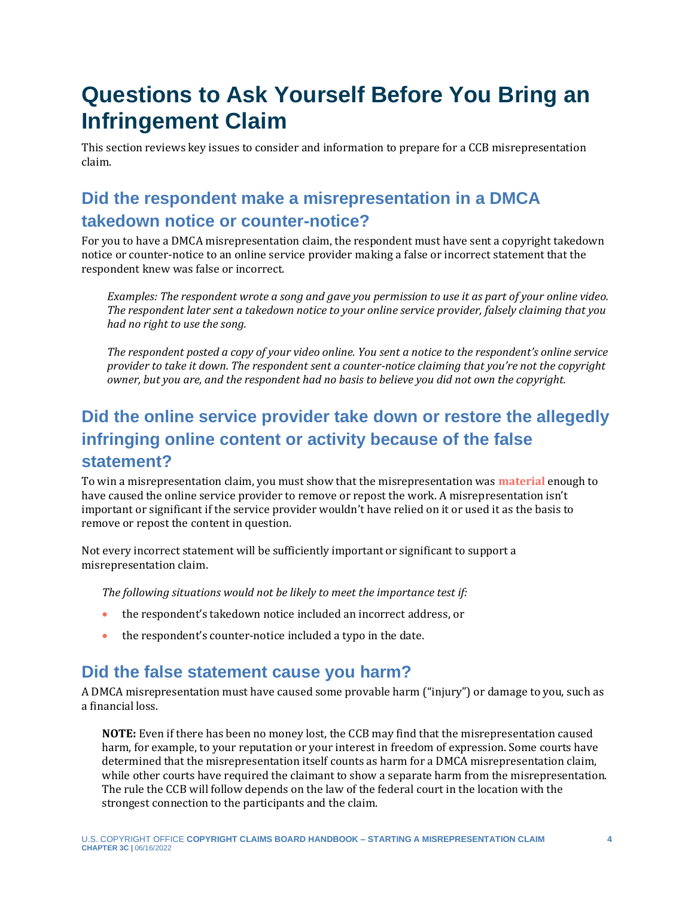# Questions to Ask Yourself Before You Bring an Infringement Claim

This section reviews key issues to consider and information to prepare for a CCB misrepresentation claim.

## Did the respondent make a misrepresentation in a DMCA takedown notice or counter-notice?

For you to have a DMCA misrepresentation claim, the respondent must have sent a copyright takedown notice or counter-notice to an online service provider making a false or incorrect statement that the respondent knew was false or incorrect.

> *Examples: The respondent wrote a song and gave you permission to use it as part of your online video. The respondent later sent a takedown notice to your online service provider, falsely claiming that you had no right to use the song.*
>
> *The respondent posted a copy of your video online. You sent a notice to the respondent's online service provider to take it down. The respondent sent a counter-notice claiming that you're not the copyright owner, but you are, and the respondent had no basis to believe you did not own the copyright.*

## Did the online service provider take down or restore the allegedly infringing online content or activity because of the false statement?

To win a misrepresentation claim, you must show that the misrepresentation was **material** enough to have caused the online service provider to remove or repost the work. A misrepresentation isn't important or significant if the service provider wouldn't have relied on it or used it as the basis to remove or repost the content in question.

Not every incorrect statement will be sufficiently important or significant to support a misrepresentation claim.

> *The following situations would not be likely to meet the importance test if:*
>
> - the respondent's takedown notice included an incorrect address, or
> - the respondent's counter-notice included a typo in the date.

## Did the false statement cause you harm?

A DMCA misrepresentation must have caused some provable harm ("injury") or damage to you, such as a financial loss.

> **NOTE:** Even if there has been no money lost, the CCB may find that the misrepresentation caused harm, for example, to your reputation or your interest in freedom of expression. Some courts have determined that the misrepresentation itself counts as harm for a DMCA misrepresentation claim, while other courts have required the claimant to show a separate harm from the misrepresentation. The rule the CCB will follow depends on the law of the federal court in the location with the strongest connection to the participants and the claim.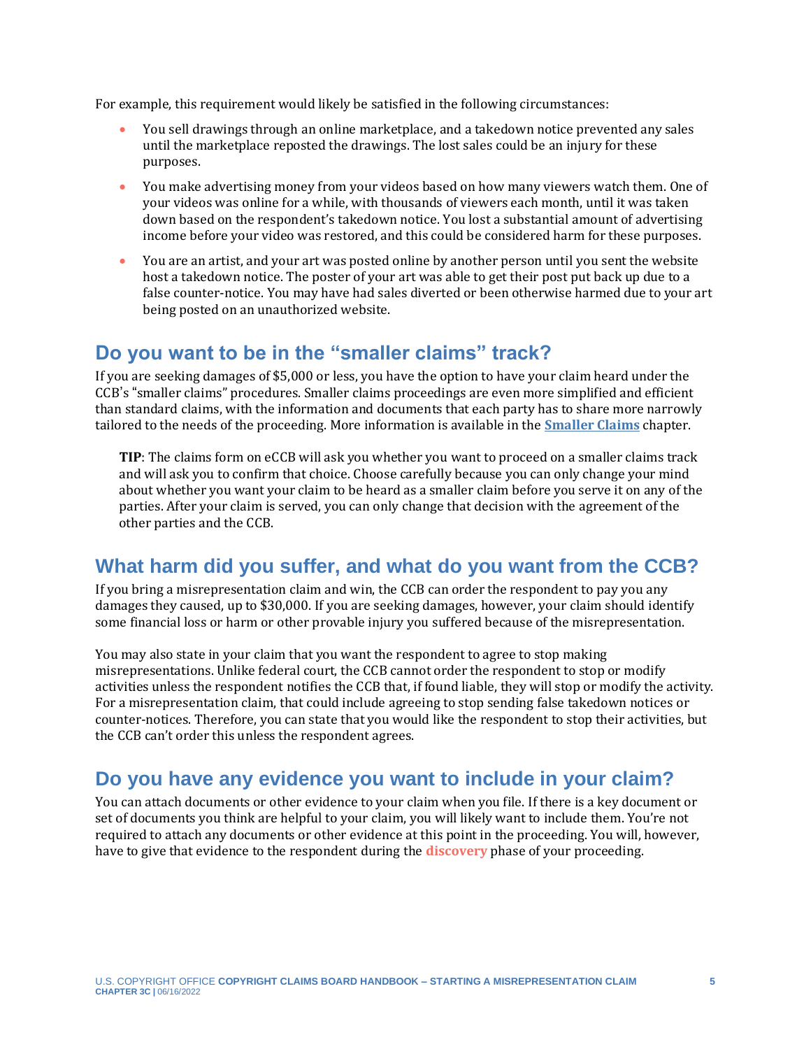For example, this requirement would likely be satisfied in the following circumstances:

- You sell drawings through an online marketplace, and a takedown notice prevented any sales until the marketplace reposted the drawings. The lost sales could be an injury for these purposes.
- You make advertising money from your videos based on how many viewers watch them. One of your videos was online for a while, with thousands of viewers each month, until it was taken down based on the respondent's takedown notice. You lost a substantial amount of advertising income before your video was restored, and this could be considered harm for these purposes.
- You are an artist, and your art was posted online by another person until you sent the website host a takedown notice. The poster of your art was able to get their post put back up due to a false counter-notice. You may have had sales diverted or been otherwise harmed due to your art being posted on an unauthorized website.

## Do you want to be in the "smaller claims" track?

If you are seeking damages of $5,000 or less, you have the option to have your claim heard under the CCB's "smaller claims" procedures. Smaller claims proceedings are even more simplified and efficient than standard claims, with the information and documents that each party has to share more narrowly tailored to the needs of the proceeding. More information is available in the **Smaller Claims** chapter.

> **TIP**: The claims form on eCCB will ask you whether you want to proceed on a smaller claims track and will ask you to confirm that choice. Choose carefully because you can only change your mind about whether you want your claim to be heard as a smaller claim before you serve it on any of the parties. After your claim is served, you can only change that decision with the agreement of the other parties and the CCB.

## What harm did you suffer, and what do you want from the CCB?

If you bring a misrepresentation claim and win, the CCB can order the respondent to pay you any damages they caused, up to $30,000. If you are seeking damages, however, your claim should identify some financial loss or harm or other provable injury you suffered because of the misrepresentation.

You may also state in your claim that you want the respondent to agree to stop making misrepresentations. Unlike federal court, the CCB cannot order the respondent to stop or modify activities unless the respondent notifies the CCB that, if found liable, they will stop or modify the activity. For a misrepresentation claim, that could include agreeing to stop sending false takedown notices or counter-notices. Therefore, you can state that you would like the respondent to stop their activities, but the CCB can't order this unless the respondent agrees.

## Do you have any evidence you want to include in your claim?

You can attach documents or other evidence to your claim when you file. If there is a key document or set of documents you think are helpful to your claim, you will likely want to include them. You're not required to attach any documents or other evidence at this point in the proceeding. You will, however, have to give that evidence to the respondent during the **discovery** phase of your proceeding.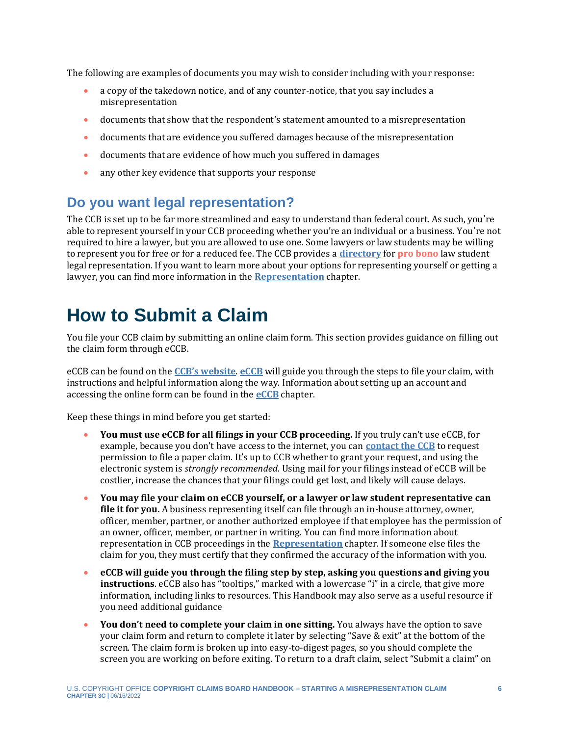The following are examples of documents you may wish to consider including with your response:

- a copy of the takedown notice, and of any counter-notice, that you say includes a misrepresentation
- documents that show that the respondent's statement amounted to a misrepresentation
- documents that are evidence you suffered damages because of the misrepresentation
- documents that are evidence of how much you suffered in damages
- any other key evidence that supports your response

## Do you want legal representation?

The CCB is set up to be far more streamlined and easy to understand than federal court. As such, you're able to represent yourself in your CCB proceeding whether you're an individual or a business. You're not required to hire a lawyer, but you are allowed to use one. Some lawyers or law students may be willing to represent you for free or for a reduced fee. The CCB provides a **directory** for **pro bono** law student legal representation. If you want to learn more about your options for representing yourself or getting a lawyer, you can find more information in the **Representation** chapter.

# How to Submit a Claim

You file your CCB claim by submitting an online claim form. This section provides guidance on filling out the claim form through eCCB.

eCCB can be found on the **CCB's website**. **eCCB** will guide you through the steps to file your claim, with instructions and helpful information along the way. Information about setting up an account and accessing the online form can be found in the **eCCB** chapter.

Keep these things in mind before you get started:

- **You must use eCCB for all filings in your CCB proceeding.** If you truly can't use eCCB, for example, because you don't have access to the internet, you can **contact the CCB** to request permission to file a paper claim. It's up to CCB whether to grant your request, and using the electronic system is *strongly recommended*. Using mail for your filings instead of eCCB will be costlier, increase the chances that your filings could get lost, and likely will cause delays.
- **You may file your claim on eCCB yourself, or a lawyer or law student representative can file it for you.** A business representing itself can file through an in-house attorney, owner, officer, member, partner, or another authorized employee if that employee has the permission of an owner, officer, member, or partner in writing. You can find more information about representation in CCB proceedings in the **Representation** chapter. If someone else files the claim for you, they must certify that they confirmed the accuracy of the information with you.
- **eCCB will guide you through the filing step by step, asking you questions and giving you instructions**. eCCB also has "tooltips," marked with a lowercase "i" in a circle, that give more information, including links to resources. This Handbook may also serve as a useful resource if you need additional guidance
- **You don't need to complete your claim in one sitting.** You always have the option to save your claim form and return to complete it later by selecting "Save & exit" at the bottom of the screen. The claim form is broken up into easy-to-digest pages, so you should complete the screen you are working on before exiting. To return to a draft claim, select "Submit a claim" on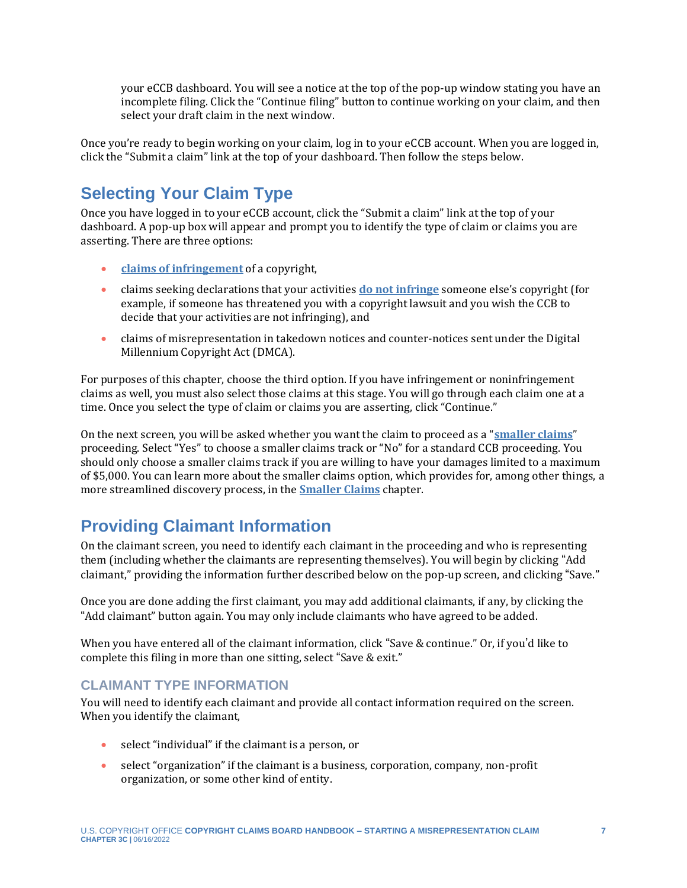your eCCB dashboard. You will see a notice at the top of the pop-up window stating you have an incomplete filing. Click the "Continue filing" button to continue working on your claim, and then select your draft claim in the next window.

Once you're ready to begin working on your claim, log in to your eCCB account. When you are logged in, click the "Submit a claim" link at the top of your dashboard. Then follow the steps below.

## Selecting Your Claim Type

Once you have logged in to your eCCB account, click the "Submit a claim" link at the top of your dashboard. A pop-up box will appear and prompt you to identify the type of claim or claims you are asserting. There are three options:

- **claims of infringement** of a copyright,
- claims seeking declarations that your activities **do not infringe** someone else's copyright (for example, if someone has threatened you with a copyright lawsuit and you wish the CCB to decide that your activities are not infringing), and
- claims of misrepresentation in takedown notices and counter-notices sent under the Digital Millennium Copyright Act (DMCA).

For purposes of this chapter, choose the third option. If you have infringement or noninfringement claims as well, you must also select those claims at this stage. You will go through each claim one at a time. Once you select the type of claim or claims you are asserting, click "Continue."

On the next screen, you will be asked whether you want the claim to proceed as a "**smaller claims**" proceeding. Select "Yes" to choose a smaller claims track or "No" for a standard CCB proceeding. You should only choose a smaller claims track if you are willing to have your damages limited to a maximum of $5,000. You can learn more about the smaller claims option, which provides for, among other things, a more streamlined discovery process, in the **Smaller Claims** chapter.

## Providing Claimant Information

On the claimant screen, you need to identify each claimant in the proceeding and who is representing them (including whether the claimants are representing themselves). You will begin by clicking "Add claimant," providing the information further described below on the pop-up screen, and clicking "Save."

Once you are done adding the first claimant, you may add additional claimants, if any, by clicking the "Add claimant" button again. You may only include claimants who have agreed to be added.

When you have entered all of the claimant information, click "Save & continue." Or, if you'd like to complete this filing in more than one sitting, select "Save & exit."

### CLAIMANT TYPE INFORMATION

You will need to identify each claimant and provide all contact information required on the screen. When you identify the claimant,

- select "individual" if the claimant is a person, or
- select "organization" if the claimant is a business, corporation, company, non-profit organization, or some other kind of entity.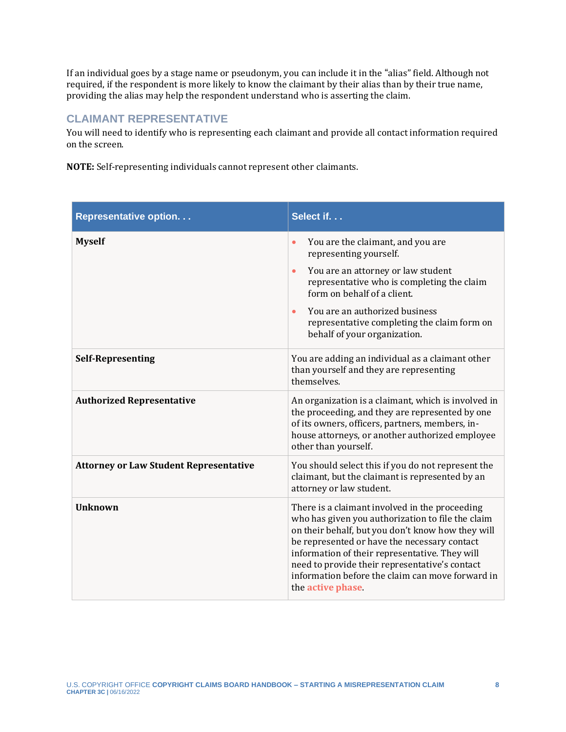If an individual goes by a stage name or pseudonym, you can include it in the "alias" field. Although not required, if the respondent is more likely to know the claimant by their alias than by their true name, providing the alias may help the respondent understand who is asserting the claim.

## CLAIMANT REPRESENTATIVE

You will need to identify who is representing each claimant and provide all contact information required on the screen.

**NOTE:** Self-representing individuals cannot represent other claimants.

| Representative option. . . | Select if. . . |
|---|---|
| **Myself** | • You are the claimant, and you are representing yourself.<br>• You are an attorney or law student representative who is completing the claim form on behalf of a client.<br>• You are an authorized business representative completing the claim form on behalf of your organization. |
| **Self-Representing** | You are adding an individual as a claimant other than yourself and they are representing themselves. |
| **Authorized Representative** | An organization is a claimant, which is involved in the proceeding, and they are represented by one of its owners, officers, partners, members, in-house attorneys, or another authorized employee other than yourself. |
| **Attorney or Law Student Representative** | You should select this if you do not represent the claimant, but the claimant is represented by an attorney or law student. |
| **Unknown** | There is a claimant involved in the proceeding who has given you authorization to file the claim on their behalf, but you don't know how they will be represented or have the necessary contact information of their representative. They will need to provide their representative's contact information before the claim can move forward in the **active phase**. |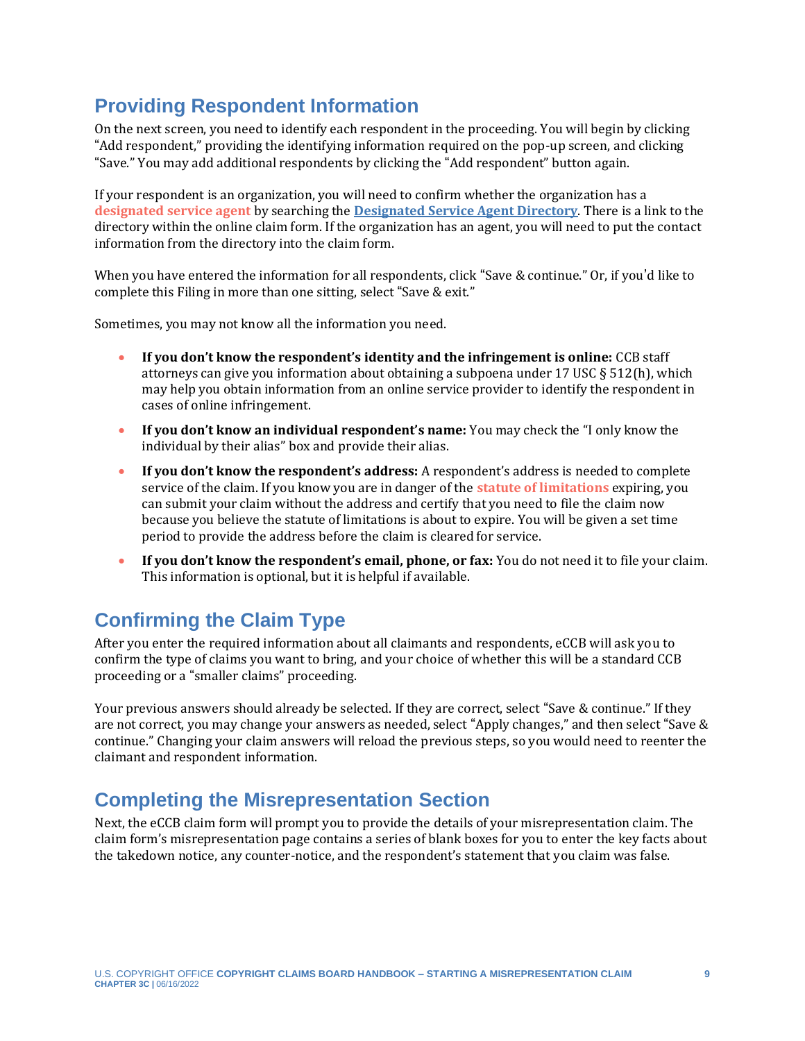## Providing Respondent Information

On the next screen, you need to identify each respondent in the proceeding. You will begin by clicking “Add respondent,” providing the identifying information required on the pop-up screen, and clicking “Save.” You may add additional respondents by clicking the “Add respondent” button again.

If your respondent is an organization, you will need to confirm whether the organization has a **designated service agent** by searching the **Designated Service Agent Directory**. There is a link to the directory within the online claim form. If the organization has an agent, you will need to put the contact information from the directory into the claim form.

When you have entered the information for all respondents, click “Save & continue.” Or, if you’d like to complete this Filing in more than one sitting, select “Save & exit.”

Sometimes, you may not know all the information you need.

- **If you don’t know the respondent’s identity and the infringement is online:** CCB staff attorneys can give you information about obtaining a subpoena under 17 USC § 512(h), which may help you obtain information from an online service provider to identify the respondent in cases of online infringement.
- **If you don’t know an individual respondent’s name:** You may check the “I only know the individual by their alias” box and provide their alias.
- **If you don’t know the respondent’s address:** A respondent’s address is needed to complete service of the claim. If you know you are in danger of the **statute of limitations** expiring, you can submit your claim without the address and certify that you need to file the claim now because you believe the statute of limitations is about to expire. You will be given a set time period to provide the address before the claim is cleared for service.
- **If you don’t know the respondent’s email, phone, or fax:** You do not need it to file your claim. This information is optional, but it is helpful if available.

## Confirming the Claim Type

After you enter the required information about all claimants and respondents, eCCB will ask you to confirm the type of claims you want to bring, and your choice of whether this will be a standard CCB proceeding or a “smaller claims” proceeding.

Your previous answers should already be selected. If they are correct, select “Save & continue.” If they are not correct, you may change your answers as needed, select “Apply changes,” and then select “Save & continue.” Changing your claim answers will reload the previous steps, so you would need to reenter the claimant and respondent information.

## Completing the Misrepresentation Section

Next, the eCCB claim form will prompt you to provide the details of your misrepresentation claim. The claim form’s misrepresentation page contains a series of blank boxes for you to enter the key facts about the takedown notice, any counter-notice, and the respondent’s statement that you claim was false.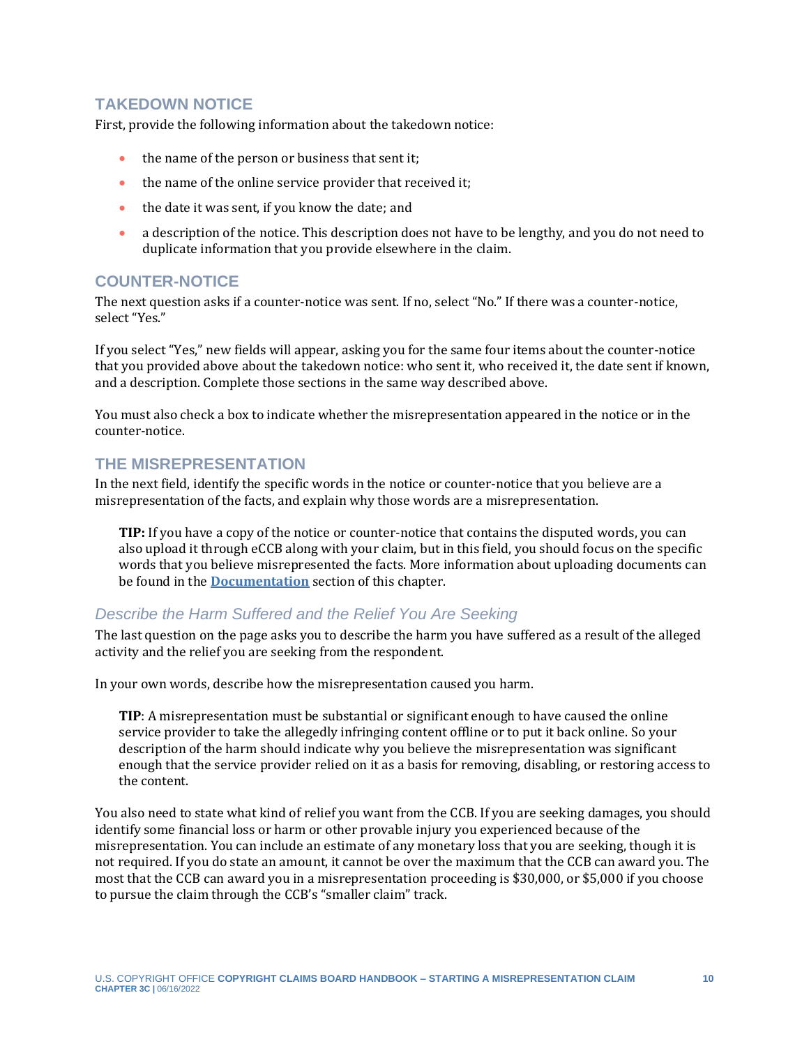### TAKEDOWN NOTICE

First, provide the following information about the takedown notice:

- the name of the person or business that sent it;
- the name of the online service provider that received it;
- the date it was sent, if you know the date; and
- a description of the notice. This description does not have to be lengthy, and you do not need to duplicate information that you provide elsewhere in the claim.

### COUNTER-NOTICE

The next question asks if a counter-notice was sent. If no, select "No." If there was a counter-notice, select "Yes."

If you select "Yes," new fields will appear, asking you for the same four items about the counter-notice that you provided above about the takedown notice: who sent it, who received it, the date sent if known, and a description. Complete those sections in the same way described above.

You must also check a box to indicate whether the misrepresentation appeared in the notice or in the counter-notice.

### THE MISREPRESENTATION

In the next field, identify the specific words in the notice or counter-notice that you believe are a misrepresentation of the facts, and explain why those words are a misrepresentation.

> **TIP:** If you have a copy of the notice or counter-notice that contains the disputed words, you can also upload it through eCCB along with your claim, but in this field, you should focus on the specific words that you believe misrepresented the facts. More information about uploading documents can be found in the **Documentation** section of this chapter.

### *Describe the Harm Suffered and the Relief You Are Seeking*

The last question on the page asks you to describe the harm you have suffered as a result of the alleged activity and the relief you are seeking from the respondent.

In your own words, describe how the misrepresentation caused you harm.

> **TIP**: A misrepresentation must be substantial or significant enough to have caused the online service provider to take the allegedly infringing content offline or to put it back online. So your description of the harm should indicate why you believe the misrepresentation was significant enough that the service provider relied on it as a basis for removing, disabling, or restoring access to the content.

You also need to state what kind of relief you want from the CCB. If you are seeking damages, you should identify some financial loss or harm or other provable injury you experienced because of the misrepresentation. You can include an estimate of any monetary loss that you are seeking, though it is not required. If you do state an amount, it cannot be over the maximum that the CCB can award you. The most that the CCB can award you in a misrepresentation proceeding is $30,000, or $5,000 if you choose to pursue the claim through the CCB's "smaller claim" track.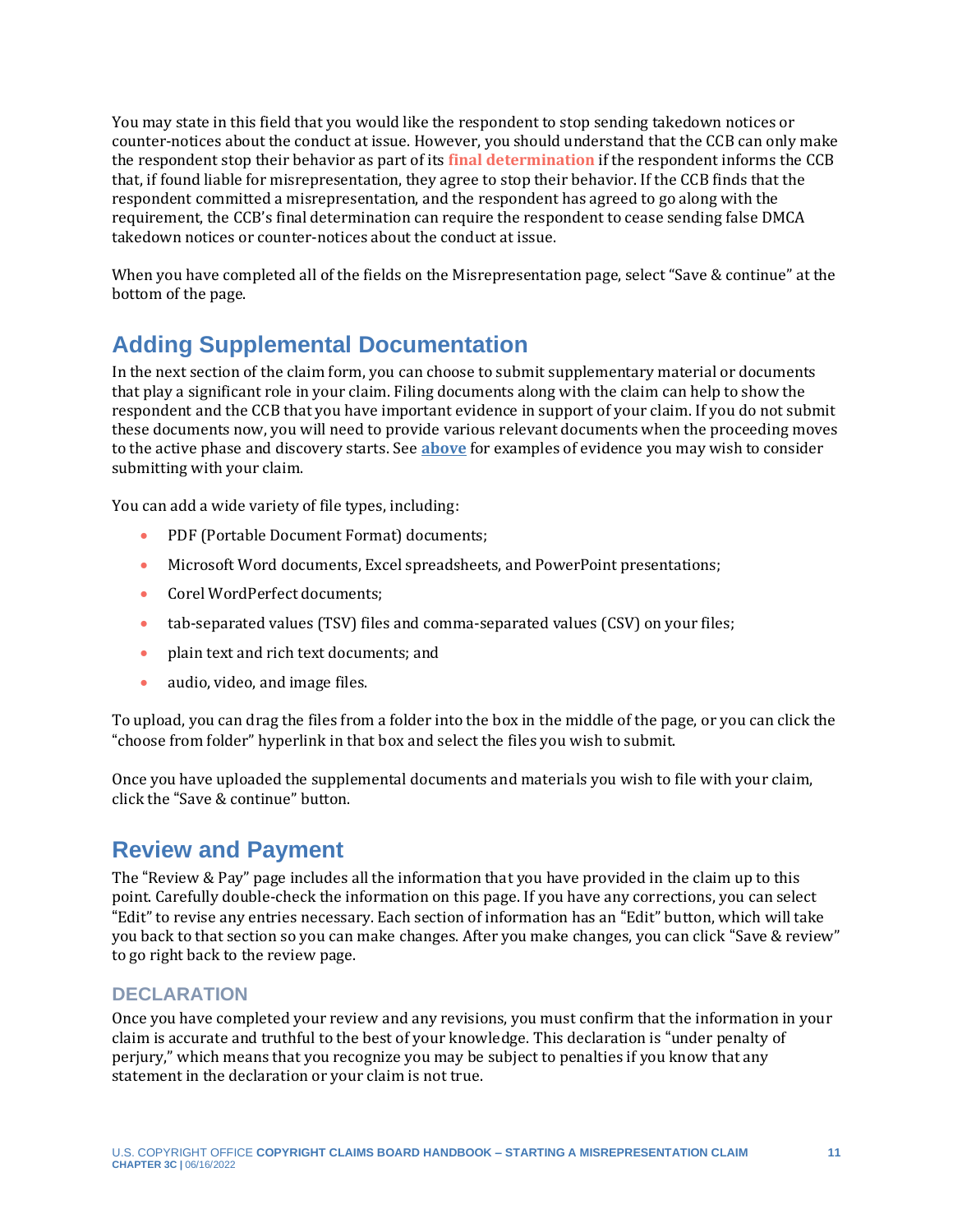You may state in this field that you would like the respondent to stop sending takedown notices or counter-notices about the conduct at issue. However, you should understand that the CCB can only make the respondent stop their behavior as part of its **final determination** if the respondent informs the CCB that, if found liable for misrepresentation, they agree to stop their behavior. If the CCB finds that the respondent committed a misrepresentation, and the respondent has agreed to go along with the requirement, the CCB's final determination can require the respondent to cease sending false DMCA takedown notices or counter-notices about the conduct at issue.

When you have completed all of the fields on the Misrepresentation page, select "Save & continue" at the bottom of the page.

## Adding Supplemental Documentation

In the next section of the claim form, you can choose to submit supplementary material or documents that play a significant role in your claim. Filing documents along with the claim can help to show the respondent and the CCB that you have important evidence in support of your claim. If you do not submit these documents now, you will need to provide various relevant documents when the proceeding moves to the active phase and discovery starts. See **above** for examples of evidence you may wish to consider submitting with your claim.

You can add a wide variety of file types, including:

- PDF (Portable Document Format) documents;
- Microsoft Word documents, Excel spreadsheets, and PowerPoint presentations;
- Corel WordPerfect documents;
- tab-separated values (TSV) files and comma-separated values (CSV) on your files;
- plain text and rich text documents; and
- audio, video, and image files.

To upload, you can drag the files from a folder into the box in the middle of the page, or you can click the "choose from folder" hyperlink in that box and select the files you wish to submit.

Once you have uploaded the supplemental documents and materials you wish to file with your claim, click the "Save & continue" button.

## Review and Payment

The "Review & Pay" page includes all the information that you have provided in the claim up to this point. Carefully double-check the information on this page. If you have any corrections, you can select "Edit" to revise any entries necessary. Each section of information has an "Edit" button, which will take you back to that section so you can make changes. After you make changes, you can click "Save & review" to go right back to the review page.

### DECLARATION

Once you have completed your review and any revisions, you must confirm that the information in your claim is accurate and truthful to the best of your knowledge. This declaration is "under penalty of perjury," which means that you recognize you may be subject to penalties if you know that any statement in the declaration or your claim is not true.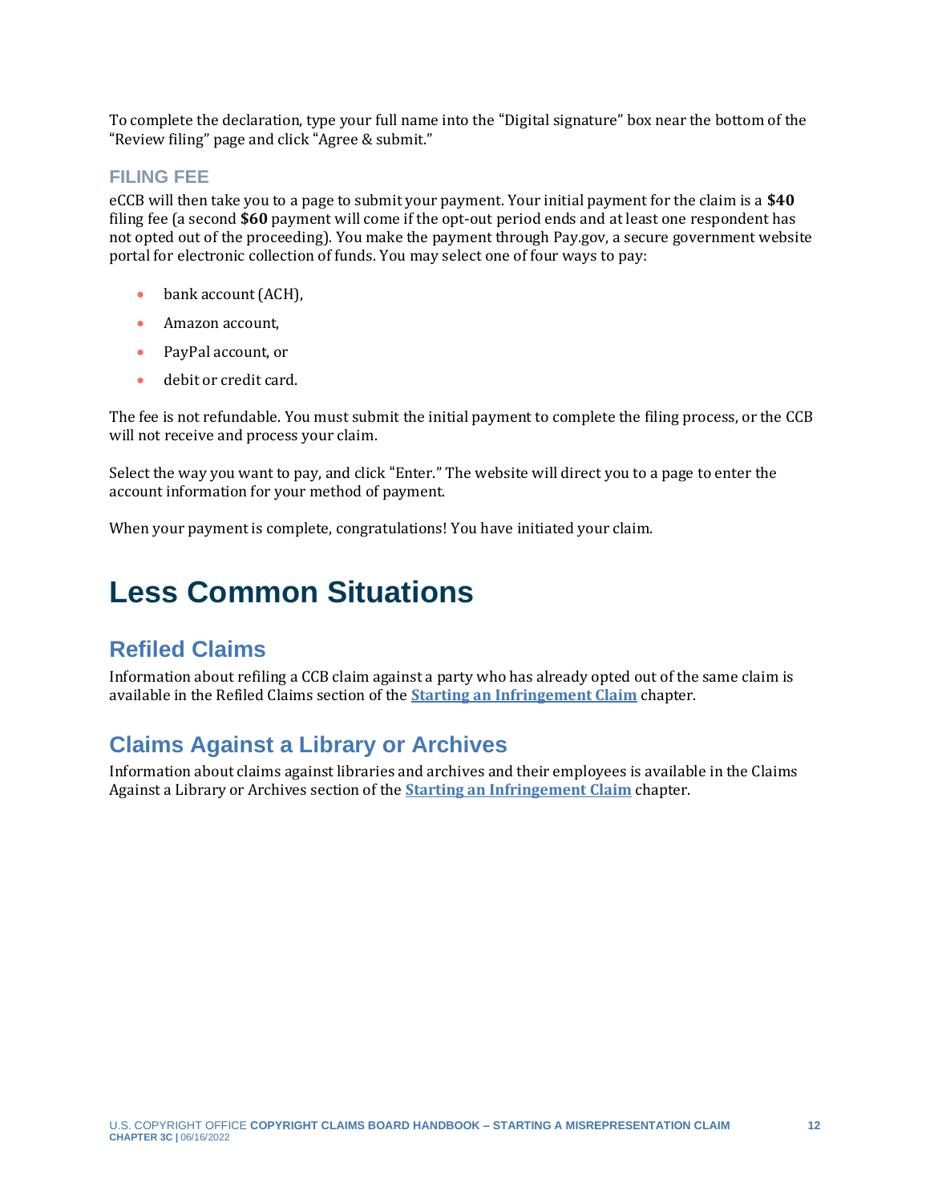To complete the declaration, type your full name into the "Digital signature" box near the bottom of the "Review filing" page and click "Agree & submit."

### FILING FEE

eCCB will then take you to a page to submit your payment. Your initial payment for the claim is a **$40** filing fee (a second **$60** payment will come if the opt-out period ends and at least one respondent has not opted out of the proceeding). You make the payment through Pay.gov, a secure government website portal for electronic collection of funds. You may select one of four ways to pay:

- bank account (ACH),
- Amazon account,
- PayPal account, or
- debit or credit card.

The fee is not refundable. You must submit the initial payment to complete the filing process, or the CCB will not receive and process your claim.

Select the way you want to pay, and click "Enter." The website will direct you to a page to enter the account information for your method of payment.

When your payment is complete, congratulations! You have initiated your claim.

# Less Common Situations

## Refiled Claims

Information about refiling a CCB claim against a party who has already opted out of the same claim is available in the Refiled Claims section of the **Starting an Infringement Claim** chapter.

## Claims Against a Library or Archives

Information about claims against libraries and archives and their employees is available in the Claims Against a Library or Archives section of the **Starting an Infringement Claim** chapter.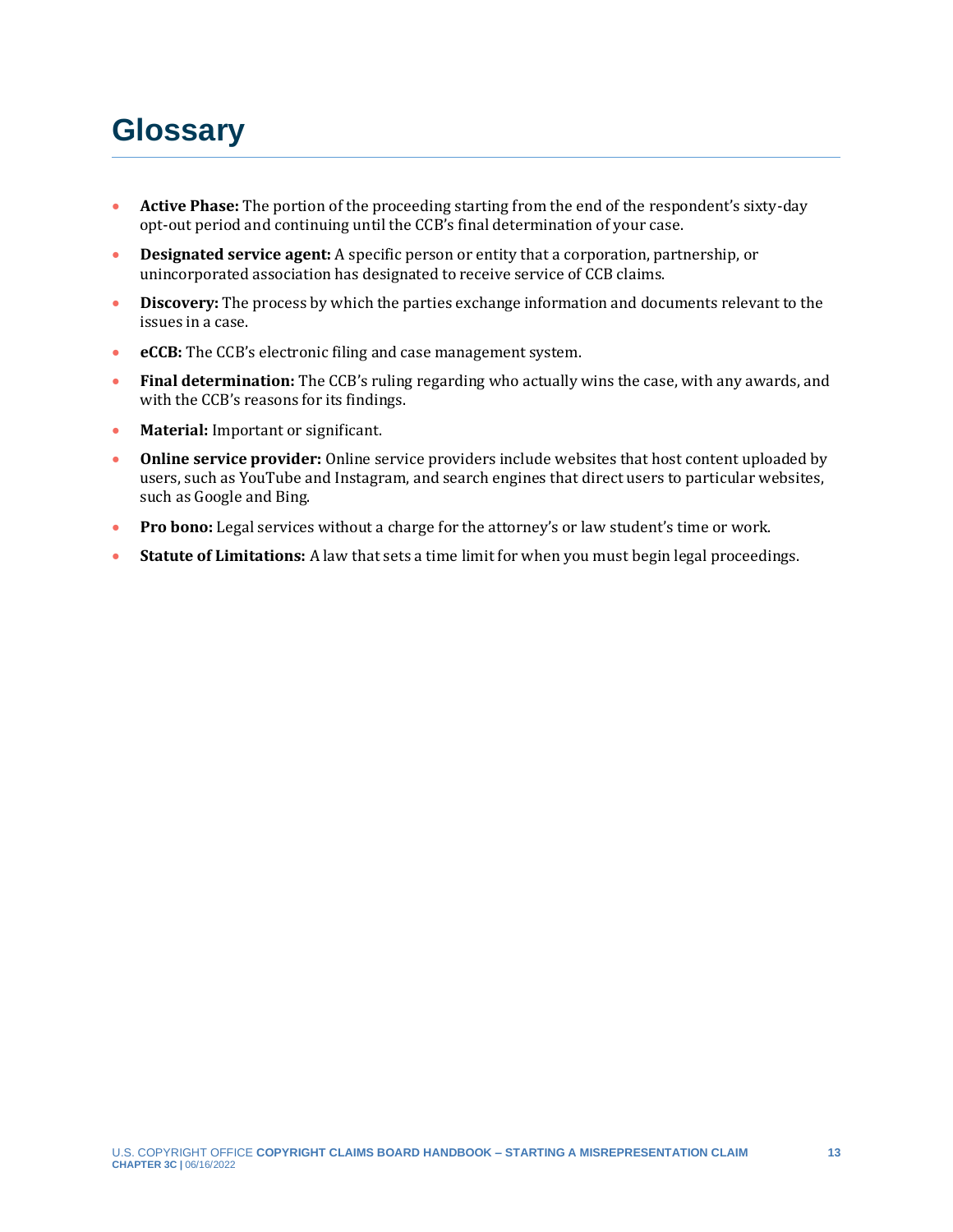# Glossary

- **Active Phase:** The portion of the proceeding starting from the end of the respondent's sixty-day opt-out period and continuing until the CCB's final determination of your case.
- **Designated service agent:** A specific person or entity that a corporation, partnership, or unincorporated association has designated to receive service of CCB claims.
- **Discovery:** The process by which the parties exchange information and documents relevant to the issues in a case.
- **eCCB:** The CCB's electronic filing and case management system.
- **Final determination:** The CCB's ruling regarding who actually wins the case, with any awards, and with the CCB's reasons for its findings.
- **Material:** Important or significant.
- **Online service provider:** Online service providers include websites that host content uploaded by users, such as YouTube and Instagram, and search engines that direct users to particular websites, such as Google and Bing.
- **Pro bono:** Legal services without a charge for the attorney's or law student's time or work.
- **Statute of Limitations:** A law that sets a time limit for when you must begin legal proceedings.